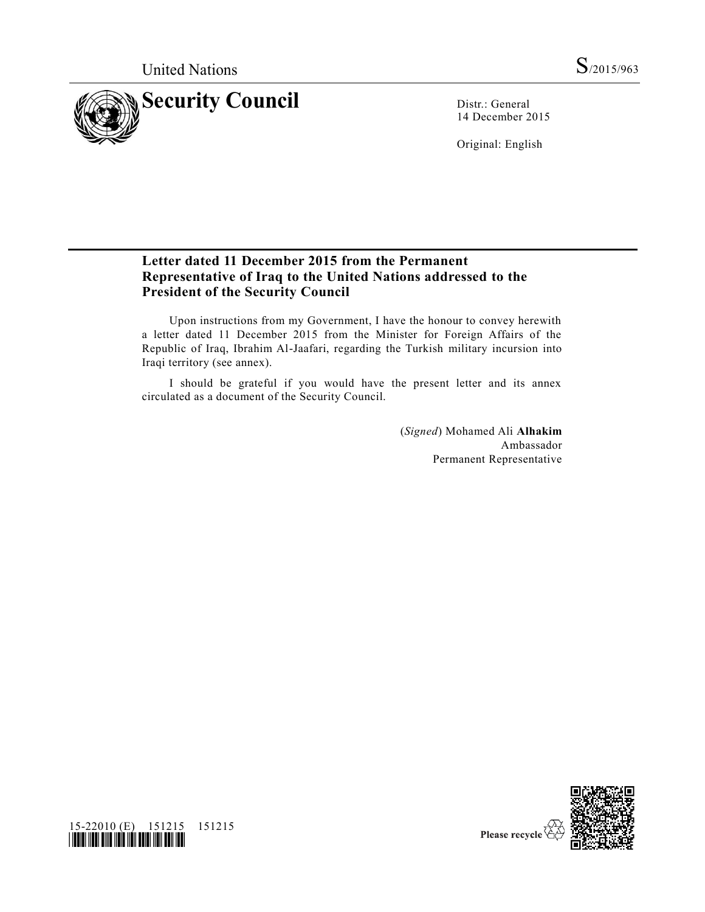United Nations

S/2015/963

# Security Council

Distr.: General
14 December 2015

Original: English

## Letter dated 11 December 2015 from the Permanent Representative of Iraq to the United Nations addressed to the President of the Security Council

Upon instructions from my Government, I have the honour to convey herewith a letter dated 11 December 2015 from the Minister for Foreign Affairs of the Republic of Iraq, Ibrahim Al-Jaafari, regarding the Turkish military incursion into Iraqi territory (see annex).

I should be grateful if you would have the present letter and its annex circulated as a document of the Security Council.

(*Signed*) Mohamed Ali **Alhakim**
Ambassador
Permanent Representative

15-22010 (E) 151215 151215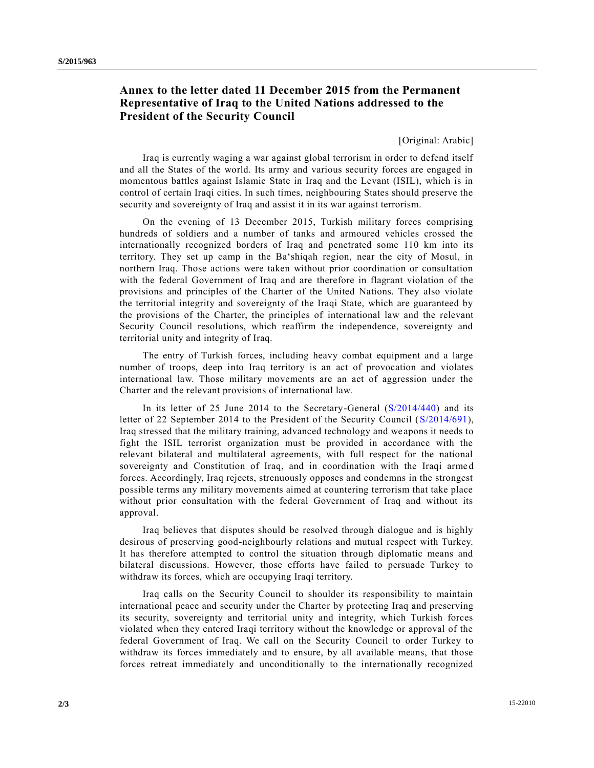## Annex to the letter dated 11 December 2015 from the Permanent Representative of Iraq to the United Nations addressed to the President of the Security Council

[Original: Arabic]

Iraq is currently waging a war against global terrorism in order to defend itself and all the States of the world. Its army and various security forces are engaged in momentous battles against Islamic State in Iraq and the Levant (ISIL), which is in control of certain Iraqi cities. In such times, neighbouring States should preserve the security and sovereignty of Iraq and assist it in its war against terrorism.

On the evening of 13 December 2015, Turkish military forces comprising hundreds of soldiers and a number of tanks and armoured vehicles crossed the internationally recognized borders of Iraq and penetrated some 110 km into its territory. They set up camp in the Ba‘shiqah region, near the city of Mosul, in northern Iraq. Those actions were taken without prior coordination or consultation with the federal Government of Iraq and are therefore in flagrant violation of the provisions and principles of the Charter of the United Nations. They also violate the territorial integrity and sovereignty of the Iraqi State, which are guaranteed by the provisions of the Charter, the principles of international law and the relevant Security Council resolutions, which reaffirm the independence, sovereignty and territorial unity and integrity of Iraq.

The entry of Turkish forces, including heavy combat equipment and a large number of troops, deep into Iraq territory is an act of provocation and violates international law. Those military movements are an act of aggression under the Charter and the relevant provisions of international law.

In its letter of 25 June 2014 to the Secretary-General (S/2014/440) and its letter of 22 September 2014 to the President of the Security Council (S/2014/691), Iraq stressed that the military training, advanced technology and weapons it needs to fight the ISIL terrorist organization must be provided in accordance with the relevant bilateral and multilateral agreements, with full respect for the national sovereignty and Constitution of Iraq, and in coordination with the Iraqi armed forces. Accordingly, Iraq rejects, strenuously opposes and condemns in the strongest possible terms any military movements aimed at countering terrorism that take place without prior consultation with the federal Government of Iraq and without its approval.

Iraq believes that disputes should be resolved through dialogue and is highly desirous of preserving good-neighbourly relations and mutual respect with Turkey. It has therefore attempted to control the situation through diplomatic means and bilateral discussions. However, those efforts have failed to persuade Turkey to withdraw its forces, which are occupying Iraqi territory.

Iraq calls on the Security Council to shoulder its responsibility to maintain international peace and security under the Charter by protecting Iraq and preserving its security, sovereignty and territorial unity and integrity, which Turkish forces violated when they entered Iraqi territory without the knowledge or approval of the federal Government of Iraq. We call on the Security Council to order Turkey to withdraw its forces immediately and to ensure, by all available means, that those forces retreat immediately and unconditionally to the internationally recognized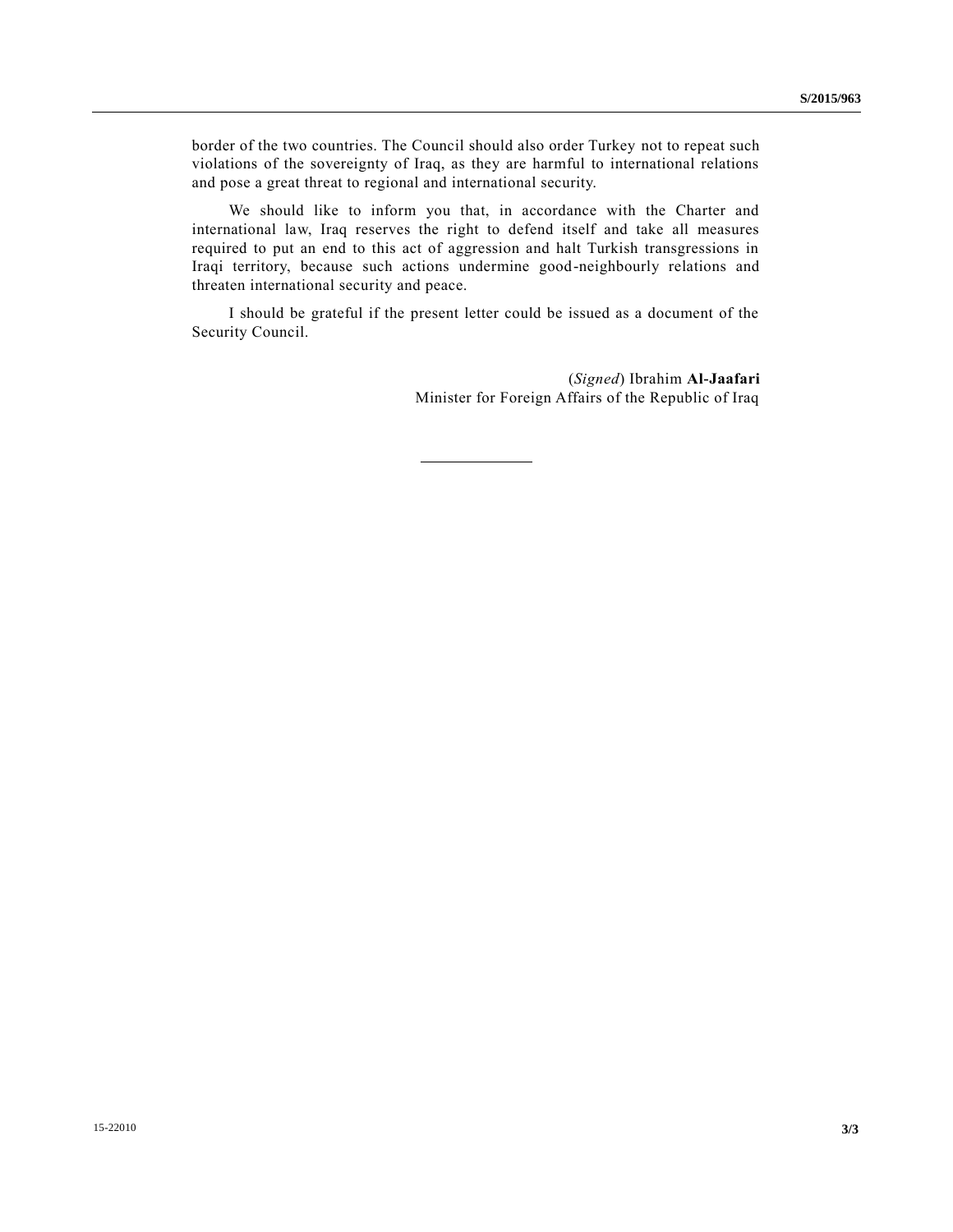border of the two countries. The Council should also order Turkey not to repeat such violations of the sovereignty of Iraq, as they are harmful to international relations and pose a great threat to regional and international security.

We should like to inform you that, in accordance with the Charter and international law, Iraq reserves the right to defend itself and take all measures required to put an end to this act of aggression and halt Turkish transgressions in Iraqi territory, because such actions undermine good-neighbourly relations and threaten international security and peace.

I should be grateful if the present letter could be issued as a document of the Security Council.

(*Signed*) Ibrahim **Al-Jaafari**
Minister for Foreign Affairs of the Republic of Iraq